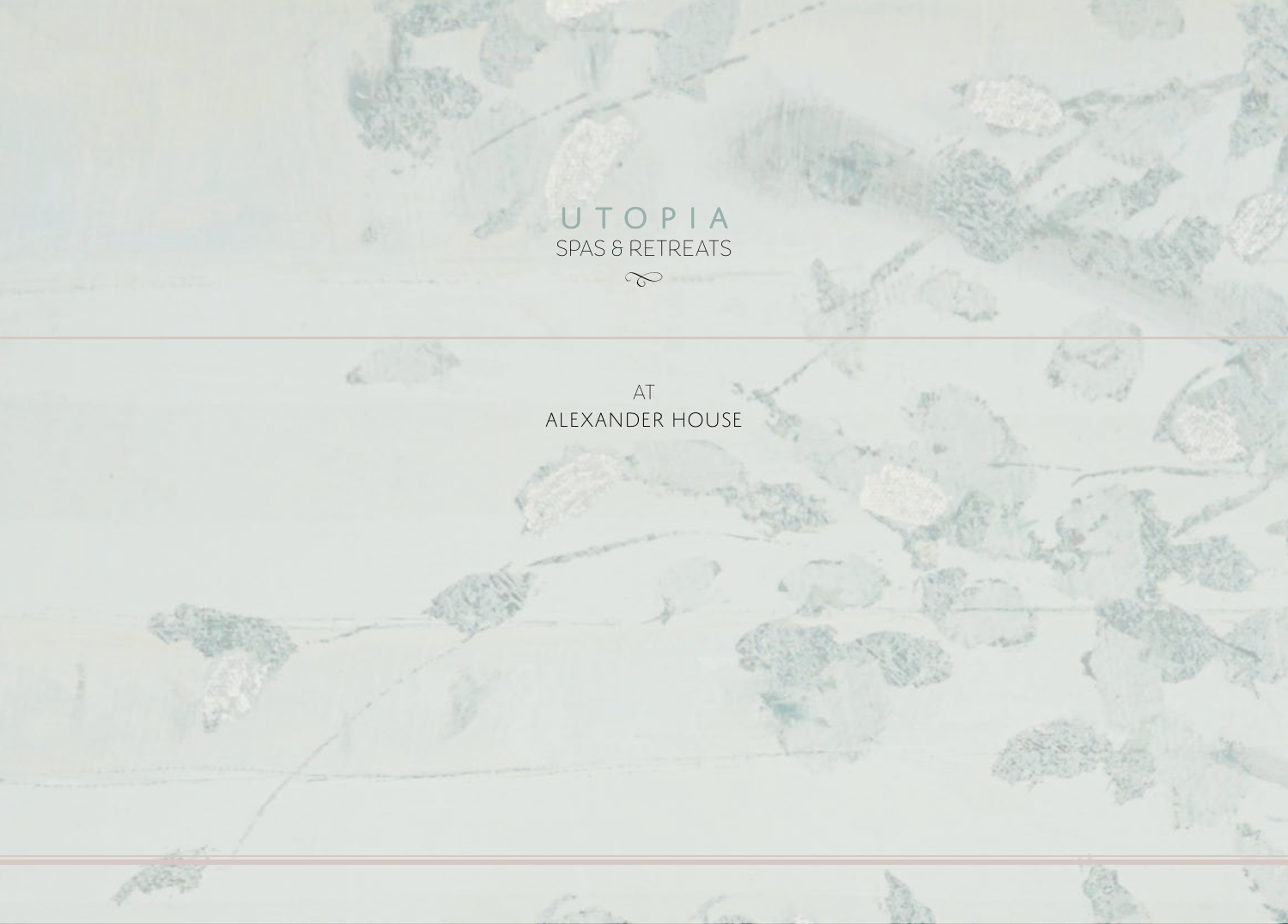# UTOPIA

SPAS & RETREATS

AT

ALEXANDER HOUSE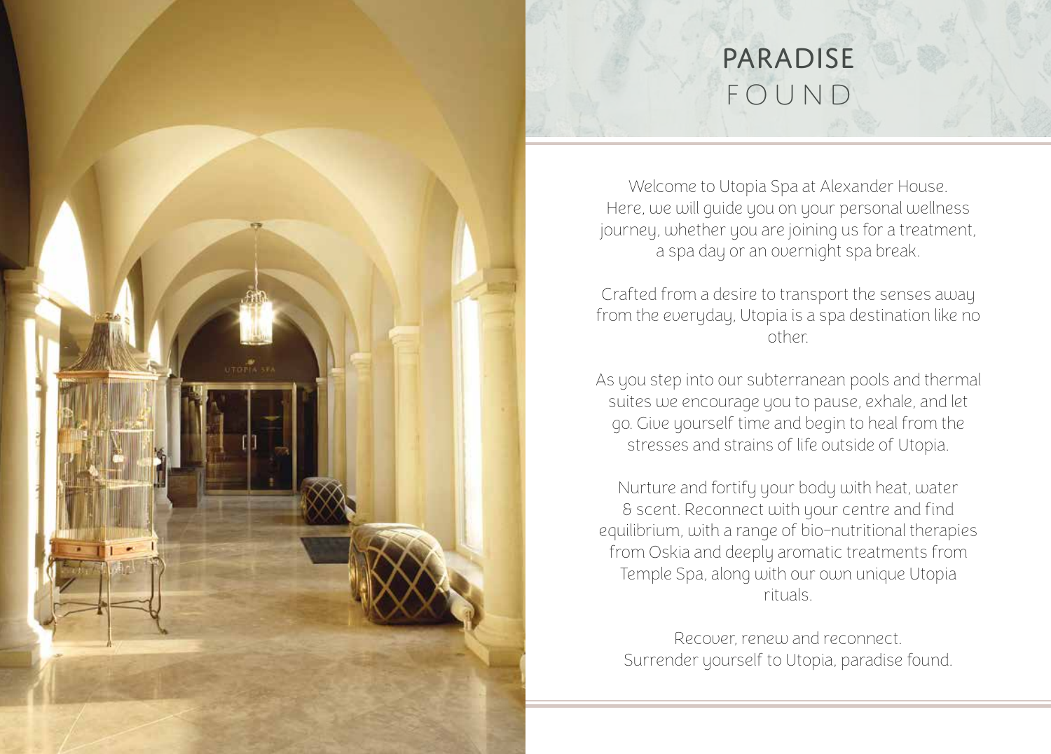# PARADISE FOUND

Welcome to Utopia Spa at Alexander House. Here, we will guide you on your personal wellness journey, whether you are joining us for a treatment, a spa day or an overnight spa break.

Crafted from a desire to transport the senses away from the everyday, Utopia is a spa destination like no other.

As you step into our subterranean pools and thermal suites we encourage you to pause, exhale, and let go. Give yourself time and begin to heal from the stresses and strains of life outside of Utopia.

Nurture and fortify your body with heat, water & scent. Reconnect with your centre and find equilibrium, with a range of bio-nutritional therapies from Oskia and deeply aromatic treatments from Temple Spa, along with our own unique Utopia rituals.

Recover, renew and reconnect.
Surrender yourself to Utopia, paradise found.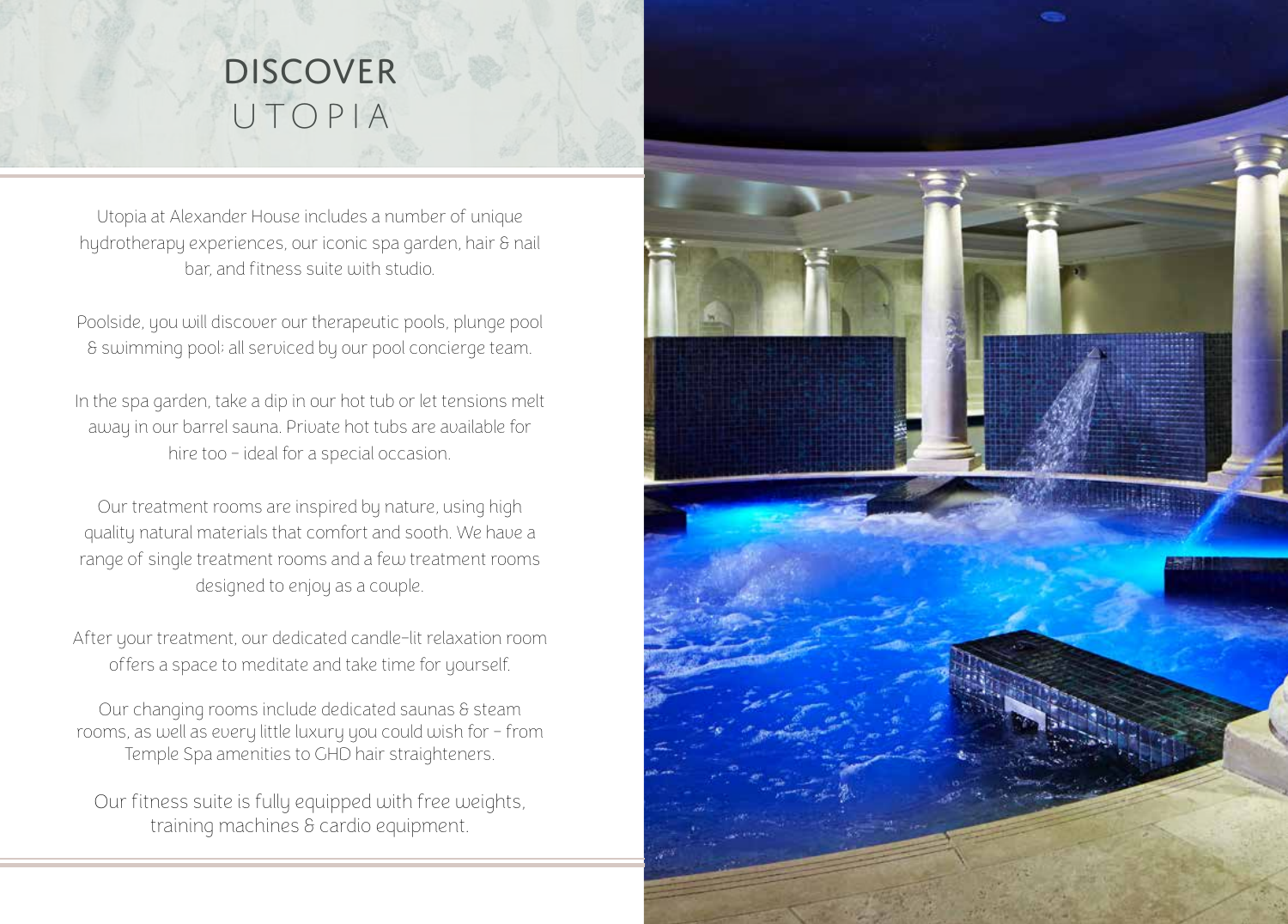# DISCOVER UTOPIA

Utopia at Alexander House includes a number of unique hydrotherapy experiences, our iconic spa garden, hair & nail bar, and fitness suite with studio.

Poolside, you will discover our therapeutic pools, plunge pool & swimming pool; all serviced by our pool concierge team.

In the spa garden, take a dip in our hot tub or let tensions melt away in our barrel sauna. Private hot tubs are available for hire too – ideal for a special occasion.

Our treatment rooms are inspired by nature, using high quality natural materials that comfort and sooth. We have a range of single treatment rooms and a few treatment rooms designed to enjoy as a couple.

After your treatment, our dedicated candle-lit relaxation room offers a space to meditate and take time for yourself.

Our changing rooms include dedicated saunas & steam rooms, as well as every little luxury you could wish for – from Temple Spa amenities to GHD hair straighteners.

Our fitness suite is fully equipped with free weights, training machines & cardio equipment.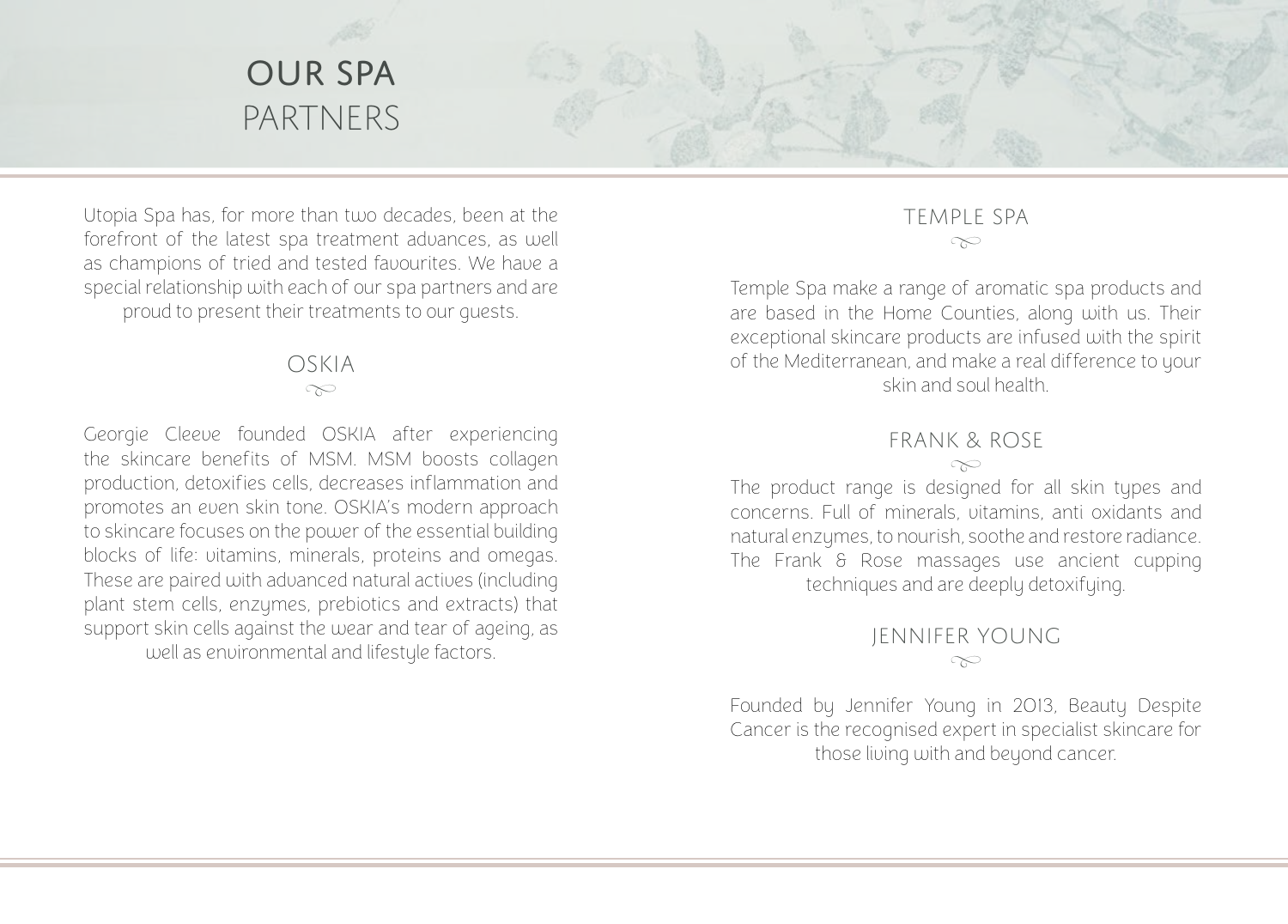# OUR SPA PARTNERS

Utopia Spa has, for more than two decades, been at the forefront of the latest spa treatment advances, as well as champions of tried and tested favourites. We have a special relationship with each of our spa partners and are proud to present their treatments to our guests.

## OSKIA

Georgie Cleeve founded OSKIA after experiencing the skincare benefits of MSM. MSM boosts collagen production, detoxifies cells, decreases inflammation and promotes an even skin tone. OSKIA's modern approach to skincare focuses on the power of the essential building blocks of life: vitamins, minerals, proteins and omegas. These are paired with advanced natural actives (including plant stem cells, enzymes, prebiotics and extracts) that support skin cells against the wear and tear of ageing, as well as environmental and lifestyle factors.

## TEMPLE SPA

Temple Spa make a range of aromatic spa products and are based in the Home Counties, along with us. Their exceptional skincare products are infused with the spirit of the Mediterranean, and make a real difference to your skin and soul health.

## FRANK & ROSE

The product range is designed for all skin types and concerns. Full of minerals, vitamins, anti oxidants and natural enzymes, to nourish, soothe and restore radiance. The Frank & Rose massages use ancient cupping techniques and are deeply detoxifying.

## JENNIFER YOUNG

Founded by Jennifer Young in 2013, Beauty Despite Cancer is the recognised expert in specialist skincare for those living with and beyond cancer.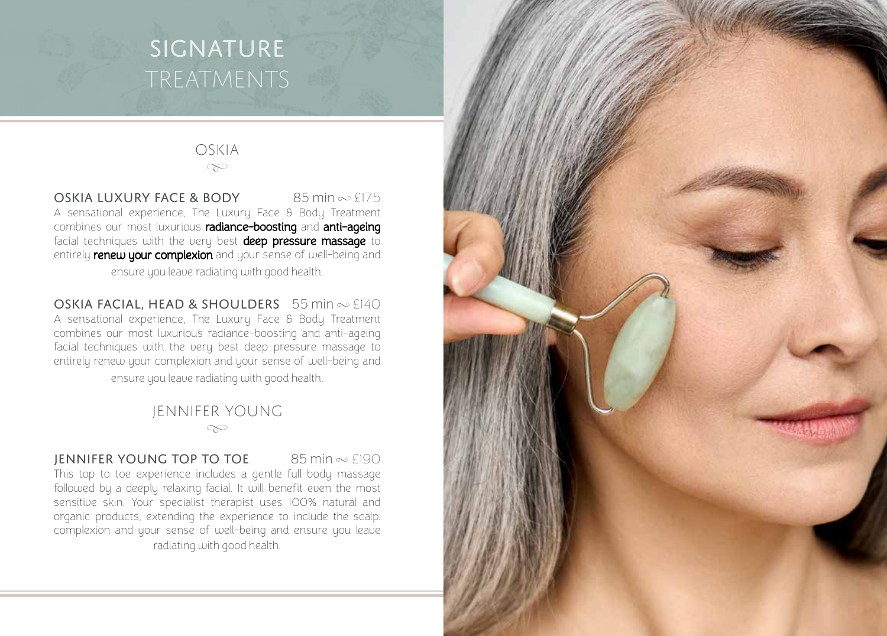# SIGNATURE TREATMENTS

## OSKIA

### OSKIA LUXURY FACE & BODY — 85 min ~ £175

A sensational experience, The Luxury Face & Body Treatment combines our most luxurious **radiance-boosting** and **anti-ageing** facial techniques with the very best **deep pressure massage** to entirely **renew your complexion** and your sense of well-being and ensure you leave radiating with good health.

### OSKIA FACIAL, HEAD & SHOULDERS — 55 min ~ £140

A sensational experience, The Luxury Face & Body Treatment combines our most luxurious radiance-boosting and anti-ageing facial techniques with the very best deep pressure massage to entirely renew your complexion and your sense of well-being and ensure you leave radiating with good health.

## JENNIFER YOUNG

### JENNIFER YOUNG TOP TO TOE — 85 min ~ £190

This top to toe experience includes a gentle full body massage followed by a deeply relaxing facial. It will benefit even the most sensitive skin. Your specialist therapist uses 100% natural and organic products, extending the experience to include the scalp. complexion and your sense of well-being and ensure you leave radiating with good health.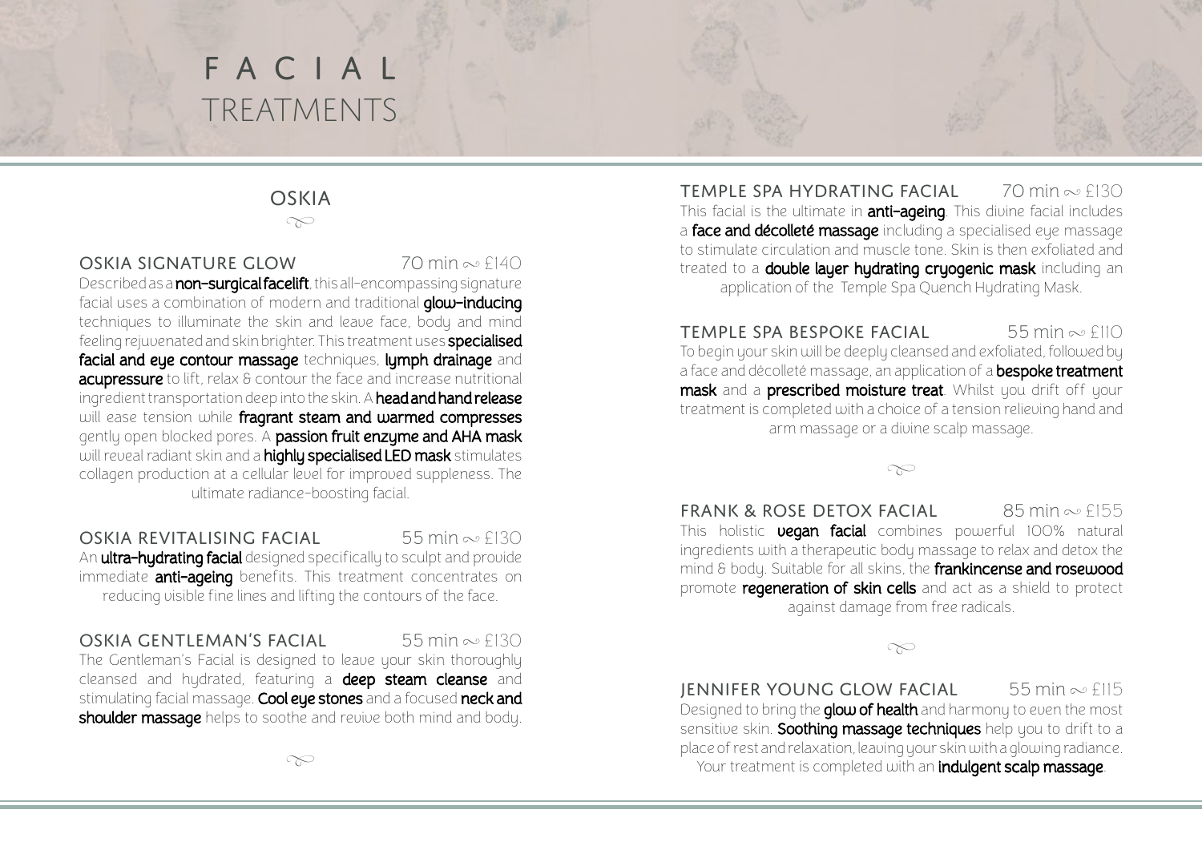# FACIAL TREATMENTS

## OSKIA

### OSKIA SIGNATURE GLOW 70 min ∾ £140

Described as a **non-surgical facelift**, this all-encompassing signature facial uses a combination of modern and traditional **glow-inducing** techniques to illuminate the skin and leave face, body and mind feeling rejuvenated and skin brighter. This treatment uses **specialised facial and eye contour massage** techniques, **lymph drainage** and **acupressure** to lift, relax & contour the face and increase nutritional ingredient transportation deep into the skin. A **head and hand release** will ease tension while **fragrant steam and warmed compresses** gently open blocked pores. A **passion fruit enzyme and AHA mask** will reveal radiant skin and a **highly specialised LED mask** stimulates collagen production at a cellular level for improved suppleness. The ultimate radiance-boosting facial.

### OSKIA REVITALISING FACIAL 55 min ∾ £130

An **ultra-hydrating facial** designed specifically to sculpt and provide immediate **anti-ageing** benefits. This treatment concentrates on reducing visible fine lines and lifting the contours of the face.

### OSKIA GENTLEMAN'S FACIAL 55 min ∾ £130

The Gentleman's Facial is designed to leave your skin thoroughly cleansed and hydrated, featuring a **deep steam cleanse** and stimulating facial massage. **Cool eye stones** and a focused **neck and shoulder massage** helps to soothe and revive both mind and body.

### TEMPLE SPA HYDRATING FACIAL 70 min ∾ £130

This facial is the ultimate in **anti-ageing**. This divine facial includes a **face and décolleté massage** including a specialised eye massage to stimulate circulation and muscle tone. Skin is then exfoliated and treated to a **double layer hydrating cryogenic mask** including an application of the Temple Spa Quench Hydrating Mask.

### TEMPLE SPA BESPOKE FACIAL 55 min ∾ £110

To begin your skin will be deeply cleansed and exfoliated, followed by a face and décolleté massage, an application of a **bespoke treatment mask** and a **prescribed moisture treat**. Whilst you drift off your treatment is completed with a choice of a tension relieving hand and arm massage or a divine scalp massage.

### FRANK & ROSE DETOX FACIAL 85 min ∾ £155

This holistic **vegan facial** combines powerful 100% natural ingredients with a therapeutic body massage to relax and detox the mind & body. Suitable for all skins, the **frankincense and rosewood** promote **regeneration of skin cells** and act as a shield to protect against damage from free radicals.

### JENNIFER YOUNG GLOW FACIAL 55 min ∾ £115

Designed to bring the **glow of health** and harmony to even the most sensitive skin. **Soothing massage techniques** help you to drift to a place of rest and relaxation, leaving your skin with a glowing radiance. Your treatment is completed with an **indulgent scalp massage**.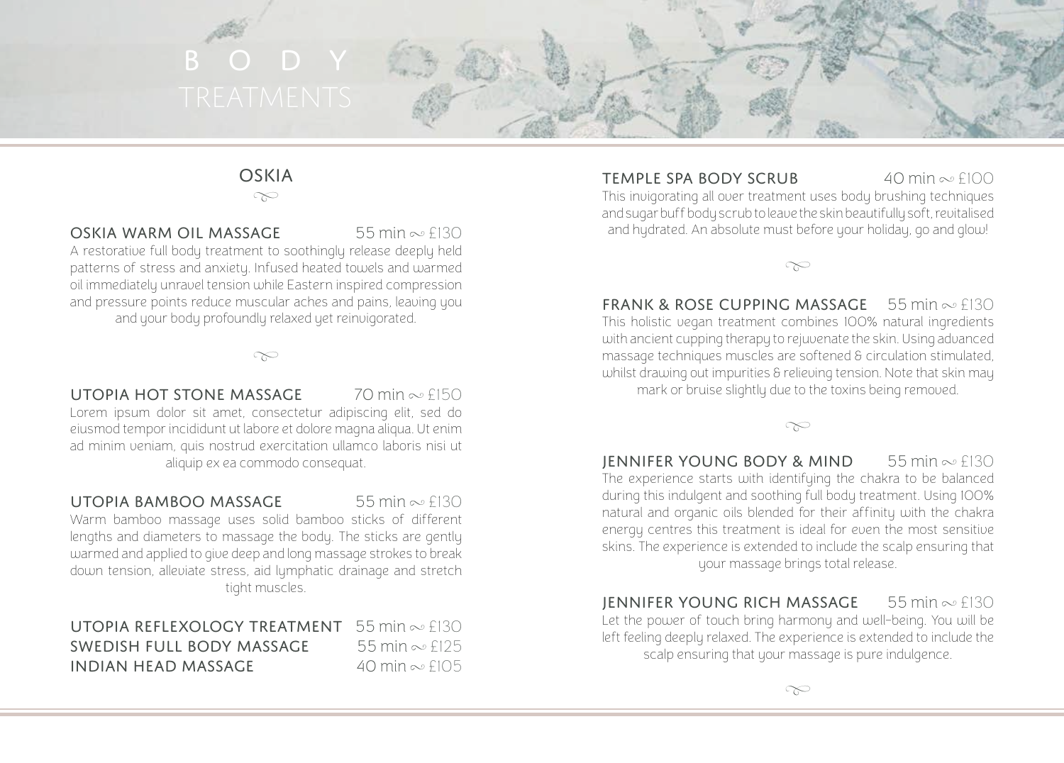# BODY TREATMENTS

## OSKIA

### OSKIA WARM OIL MASSAGE 55 min ~ £130

A restorative full body treatment to soothingly release deeply held patterns of stress and anxiety. Infused heated towels and warmed oil immediately unravel tension while Eastern inspired compression and pressure points reduce muscular aches and pains, leaving you and your body profoundly relaxed yet reinvigorated.

### UTOPIA HOT STONE MASSAGE 70 min ~ £150

Lorem ipsum dolor sit amet, consectetur adipiscing elit, sed do eiusmod tempor incididunt ut labore et dolore magna aliqua. Ut enim ad minim veniam, quis nostrud exercitation ullamco laboris nisi ut aliquip ex ea commodo consequat.

### UTOPIA BAMBOO MASSAGE 55 min ~ £130

Warm bamboo massage uses solid bamboo sticks of different lengths and diameters to massage the body. The sticks are gently warmed and applied to give deep and long massage strokes to break down tension, alleviate stress, aid lymphatic drainage and stretch tight muscles.

### UTOPIA REFLEXOLOGY TREATMENT 55 min ~ £130
### SWEDISH FULL BODY MASSAGE 55 min ~ £125
### INDIAN HEAD MASSAGE 40 min ~ £105

### TEMPLE SPA BODY SCRUB 40 min ~ £100

This invigorating all over treatment uses body brushing techniques and sugar buff body scrub to leave the skin beautifully soft, revitalised and hydrated. An absolute must before your holiday, go and glow!

### FRANK & ROSE CUPPING MASSAGE 55 min ~ £130

This holistic vegan treatment combines 100% natural ingredients with ancient cupping therapy to rejuvenate the skin. Using advanced massage techniques muscles are softened & circulation stimulated, whilst drawing out impurities & relieving tension. Note that skin may mark or bruise slightly due to the toxins being removed.

### JENNIFER YOUNG BODY & MIND 55 min ~ £130

The experience starts with identifying the chakra to be balanced during this indulgent and soothing full body treatment. Using 100% natural and organic oils blended for their affinity with the chakra energy centres this treatment is ideal for even the most sensitive skins. The experience is extended to include the scalp ensuring that your massage brings total release.

### JENNIFER YOUNG RICH MASSAGE 55 min ~ £130

Let the power of touch bring harmony and well-being. You will be left feeling deeply relaxed. The experience is extended to include the scalp ensuring that your massage is pure indulgence.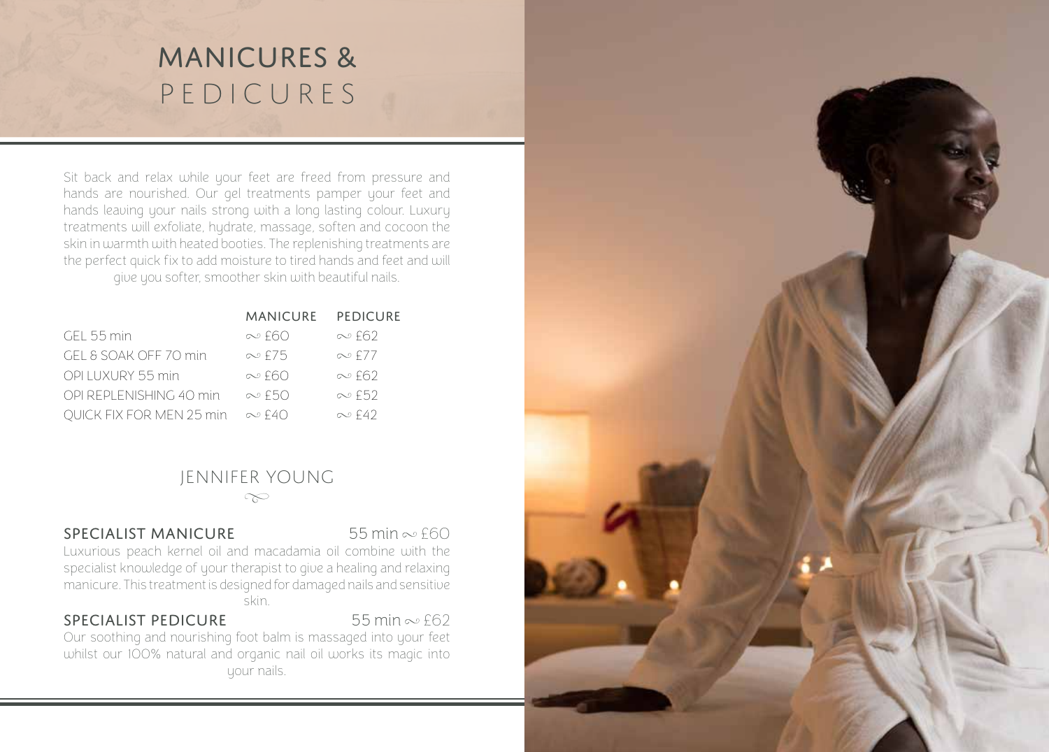# MANICURES & PEDICURES

Sit back and relax while your feet are freed from pressure and hands are nourished. Our gel treatments pamper your feet and hands leaving your nails strong with a long lasting colour. Luxury treatments will exfoliate, hydrate, massage, soften and cocoon the skin in warmth with heated booties. The replenishing treatments are the perfect quick fix to add moisture to tired hands and feet and will give you softer, smoother skin with beautiful nails.

| | MANICURE | PEDICURE |
|---|---|---|
| GEL 55 min | ∾ £60 | ∾ £62 |
| GEL & SOAK OFF 70 min | ∾ £75 | ∾ £77 |
| OPI LUXURY 55 min | ∾ £60 | ∾ £62 |
| OPI REPLENISHING 40 min | ∾ £50 | ∾ £52 |
| QUICK FIX FOR MEN 25 min | ∾ £40 | ∾ £42 |

## JENNIFER YOUNG

### SPECIALIST MANICURE — 55 min ∾ £60

Luxurious peach kernel oil and macadamia oil combine with the specialist knowledge of your therapist to give a healing and relaxing manicure. This treatment is designed for damaged nails and sensitive skin.

### SPECIALIST PEDICURE — 55 min ∾ £62

Our soothing and nourishing foot balm is massaged into your feet whilst our 100% natural and organic nail oil works its magic into your nails.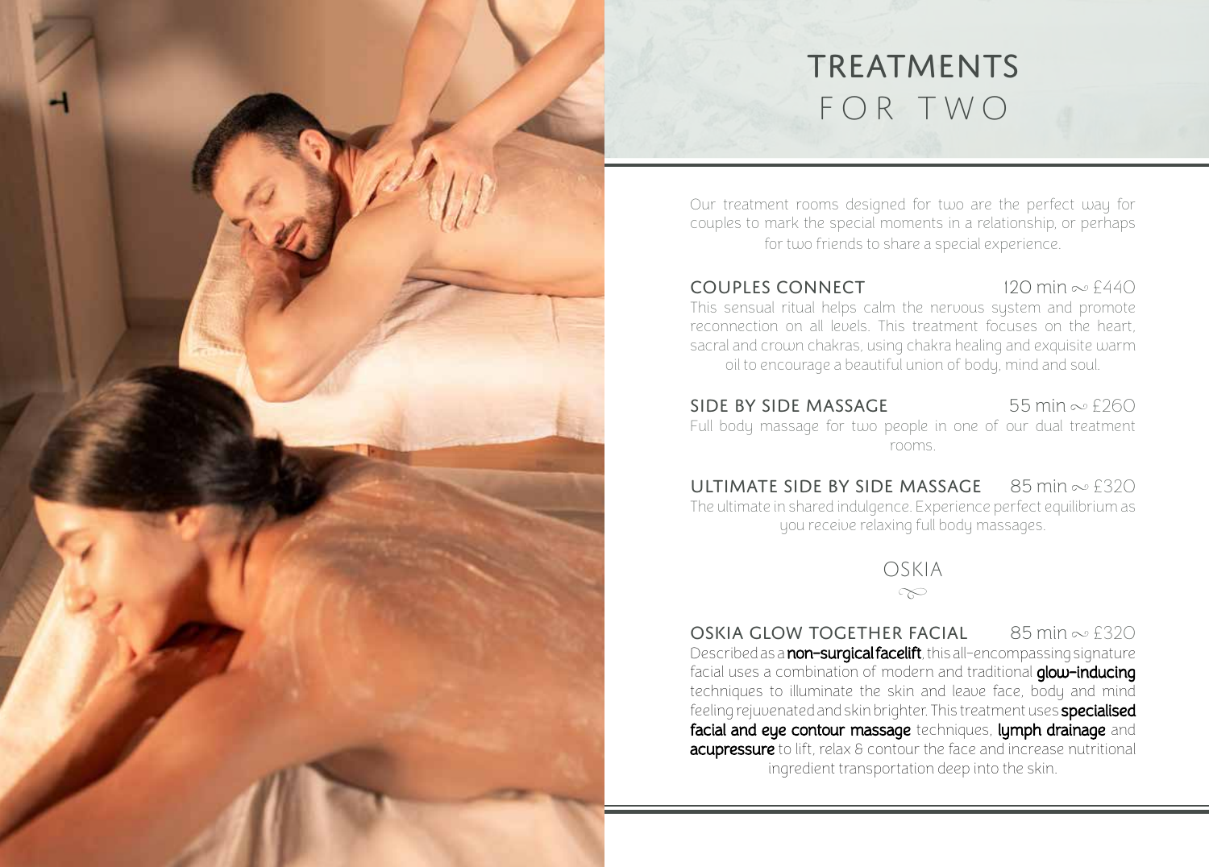# TREATMENTS FOR TWO

Our treatment rooms designed for two are the perfect way for couples to mark the special moments in a relationship, or perhaps for two friends to share a special experience.

**COUPLES CONNECT** 120 min ~ £440

This sensual ritual helps calm the nervous system and promote reconnection on all levels. This treatment focuses on the heart, sacral and crown chakras, using chakra healing and exquisite warm oil to encourage a beautiful union of body, mind and soul.

**SIDE BY SIDE MASSAGE** 55 min ~ £260

Full body massage for two people in one of our dual treatment rooms.

**ULTIMATE SIDE BY SIDE MASSAGE** 85 min ~ £320

The ultimate in shared indulgence. Experience perfect equilibrium as you receive relaxing full body massages.

## OSKIA

**OSKIA GLOW TOGETHER FACIAL** 85 min ~ £320

Described as a **non-surgical facelift**, this all-encompassing signature facial uses a combination of modern and traditional **glow-inducing** techniques to illuminate the skin and leave face, body and mind feeling rejuvenated and skin brighter. This treatment uses **specialised facial and eye contour massage** techniques, **lymph drainage** and **acupressure** to lift, relax & contour the face and increase nutritional ingredient transportation deep into the skin.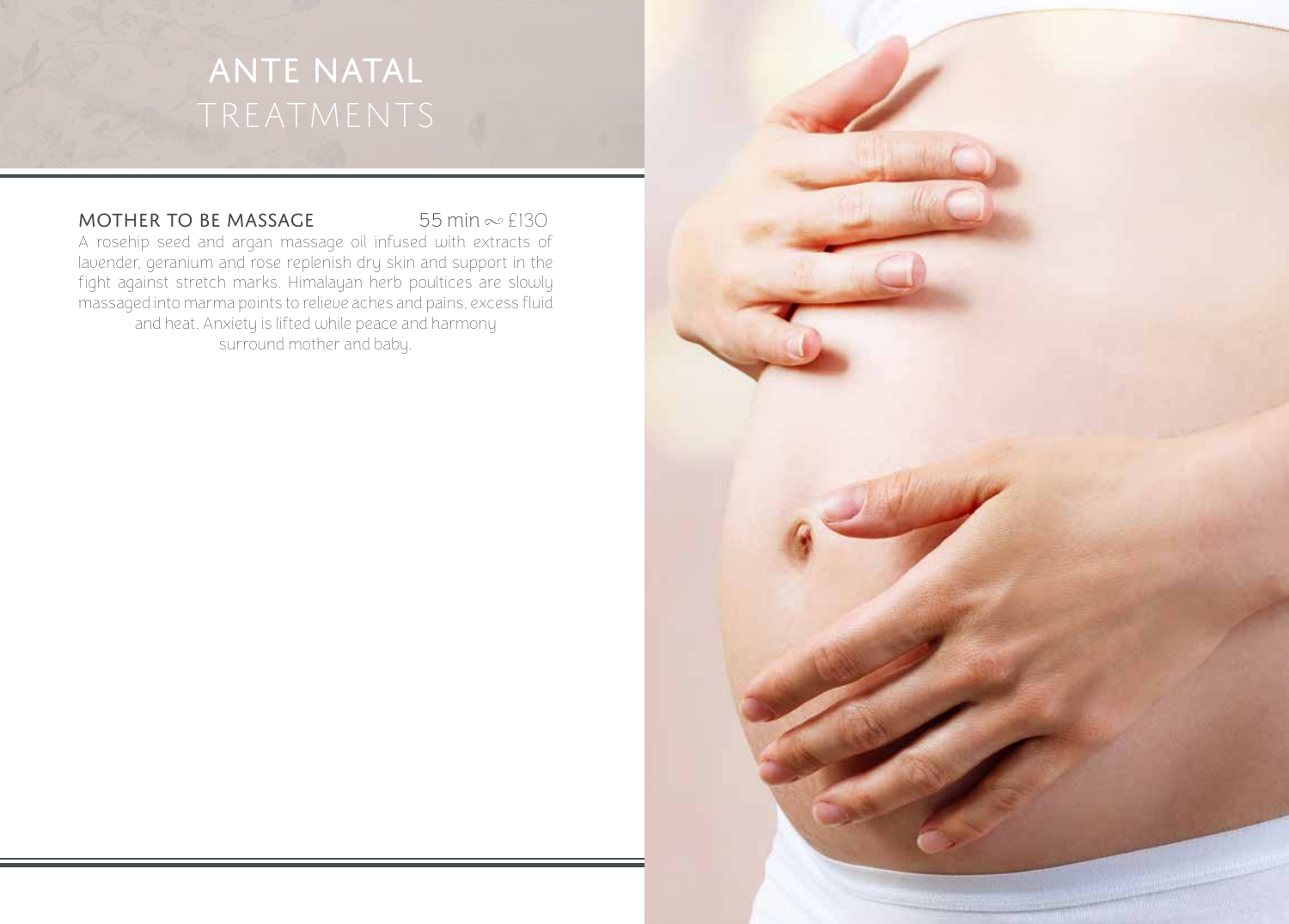# ANTE NATAL TREATMENTS

### MOTHER TO BE MASSAGE 55 min ~ £130

A rosehip seed and argan massage oil infused with extracts of lavender, geranium and rose replenish dry skin and support in the fight against stretch marks. Himalayan herb poultices are slowly massaged into marma points to relieve aches and pains, excess fluid and heat. Anxiety is lifted while peace and harmony surround mother and baby.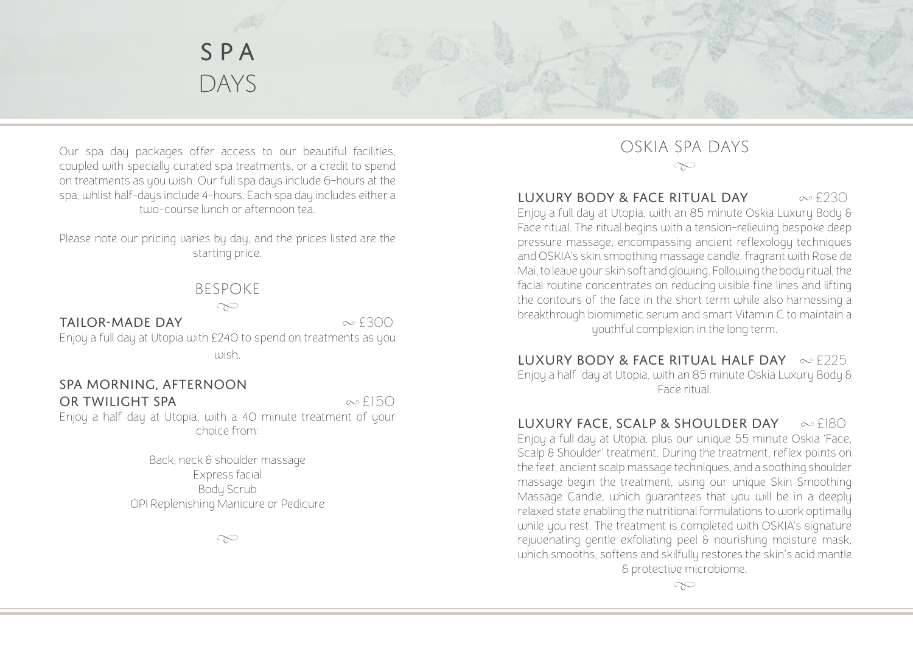# SPA DAYS

Our spa day packages offer access to our beautiful facilities, coupled with specially curated spa treatments, or a credit to spend on treatments as you wish. Our full spa days include 6-hours at the spa, whlist half-days include 4-hours. Each spa day includes either a two-course lunch or afternoon tea.

Please note our pricing varies by day, and the prices listed are the starting price.

## BESPOKE

### TAILOR-MADE DAY ~ £300

Enjoy a full day at Utopia with £240 to spend on treatments as you wish.

### SPA MORNING, AFTERNOON OR TWILIGHT SPA ~ £150

Enjoy a half day at Utopia, with a 40 minute treatment of your choice from:

Back, neck & shoulder massage
Express facial
Body Scrub
OPI Replenishing Manicure or Pedicure

## OSKIA SPA DAYS

### LUXURY BODY & FACE RITUAL DAY ~ £230

Enjoy a full day at Utopia, with an 85 minute Oskia Luxury Body & Face ritual. The ritual begins with a tension-relieving bespoke deep pressure massage, encompassing ancient reflexology techniques and OSKIA's skin smoothing massage candle, fragrant with Rose de Mai, to leave your skin soft and glowing. Following the body ritual, the facial routine concentrates on reducing visible fine lines and lifting the contours of the face in the short term while also harnessing a breakthrough biomimetic serum and smart Vitamin C to maintain a youthful complexion in the long term.

### LUXURY BODY & FACE RITUAL HALF DAY ~ £225

Enjoy a half day at Utopia, with an 85 minute Oskia Luxury Body & Face ritual.

### LUXURY FACE, SCALP & SHOULDER DAY ~ £180

Enjoy a full day at Utopia, plus our unique 55 minute Oskia 'Face, Scalp & Shoulder' treatment. During the treatment, reflex points on the feet, ancient scalp massage techniques, and a soothing shoulder massage begin the treatment, using our unique Skin Smoothing Massage Candle, which guarantees that you will be in a deeply relaxed state enabling the nutritional formulations to work optimally while you rest. The treatment is completed with OSKIA's signature rejuvenating gentle exfoliating peel & nourishing moisture mask, which smooths, softens and skilfully restores the skin's acid mantle & protective microbiome.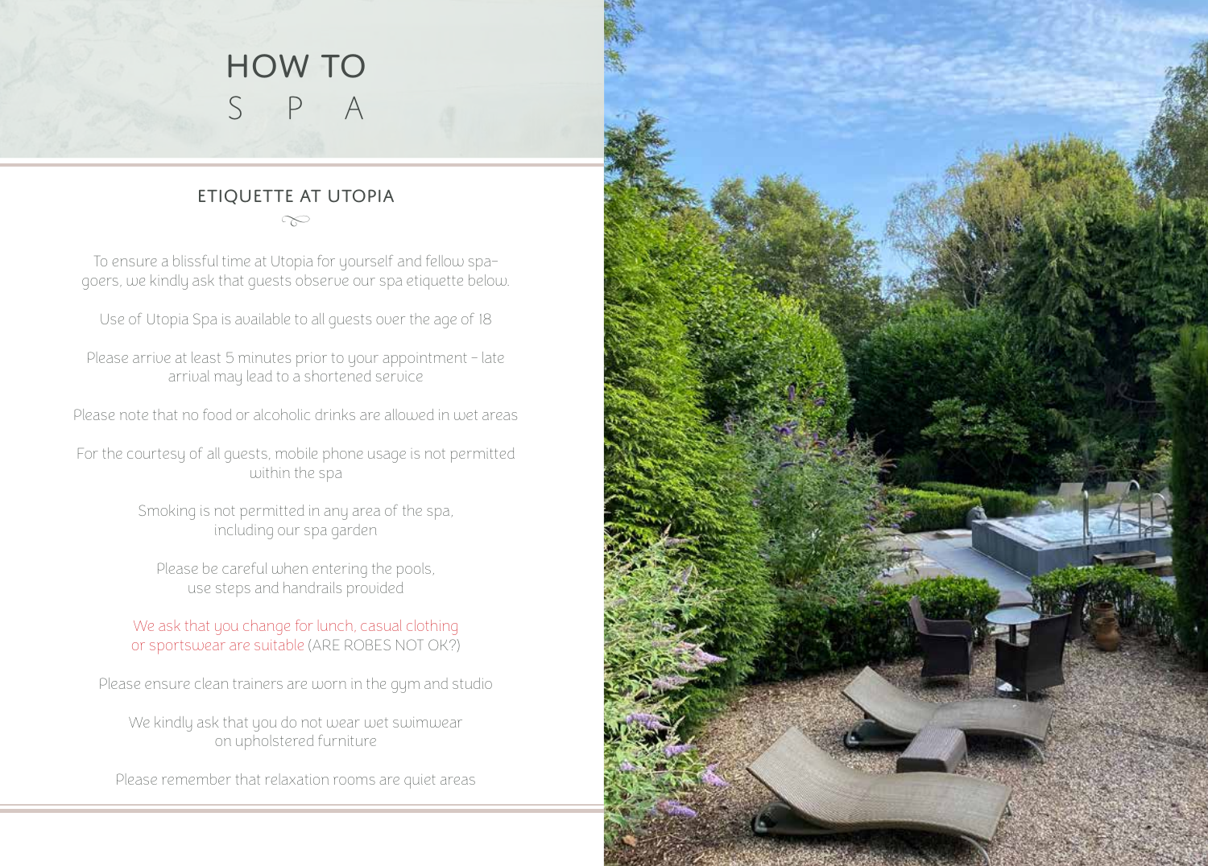# HOW TO
# S P A

## ETIQUETTE AT UTOPIA

To ensure a blissful time at Utopia for yourself and fellow spa-goers, we kindly ask that guests observe our spa etiquette below.

Use of Utopia Spa is available to all guests over the age of 18

Please arrive at least 5 minutes prior to your appointment - late arrival may lead to a shortened service

Please note that no food or alcoholic drinks are allowed in wet areas

For the courtesy of all guests, mobile phone usage is not permitted within the spa

Smoking is not permitted in any area of the spa, including our spa garden

Please be careful when entering the pools, use steps and handrails provided

We ask that you change for lunch, casual clothing or sportswear are suitable (ARE ROBES NOT OK?)

Please ensure clean trainers are worn in the gym and studio

We kindly ask that you do not wear wet swimwear on upholstered furniture

Please remember that relaxation rooms are quiet areas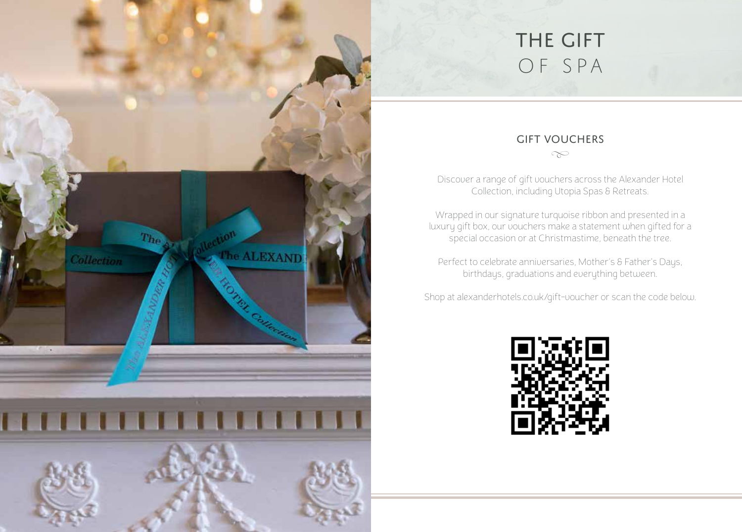# THE GIFT OF SPA

## GIFT VOUCHERS

Discover a range of gift vouchers across the Alexander Hotel Collection, including Utopia Spas & Retreats.

Wrapped in our signature turquoise ribbon and presented in a luxury gift box, our vouchers make a statement when gifted for a special occasion or at Christmastime, beneath the tree.

Perfect to celebrate anniversaries, Mother's & Father's Days, birthdays, graduations and everything between.

Shop at alexanderhotels.co.uk/gift-voucher or scan the code below.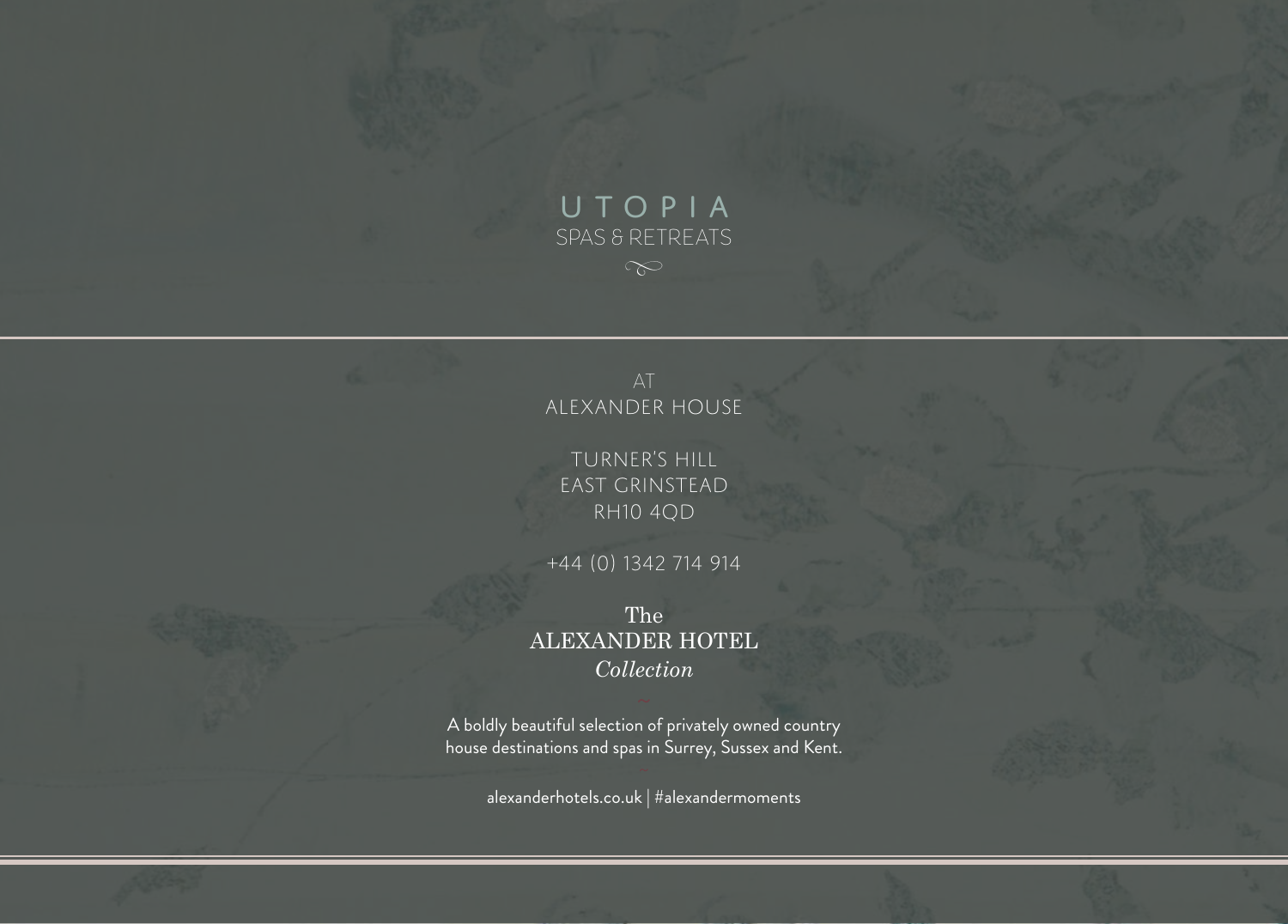# UTOPIA

SPAS & RETREATS

AT
ALEXANDER HOUSE

TURNER'S HILL
EAST GRINSTEAD
RH10 4QD

+44 (0) 1342 714 914

The
ALEXANDER HOTEL
*Collection*

A boldly beautiful selection of privately owned country house destinations and spas in Surrey, Sussex and Kent.

alexanderhotels.co.uk | #alexandermoments